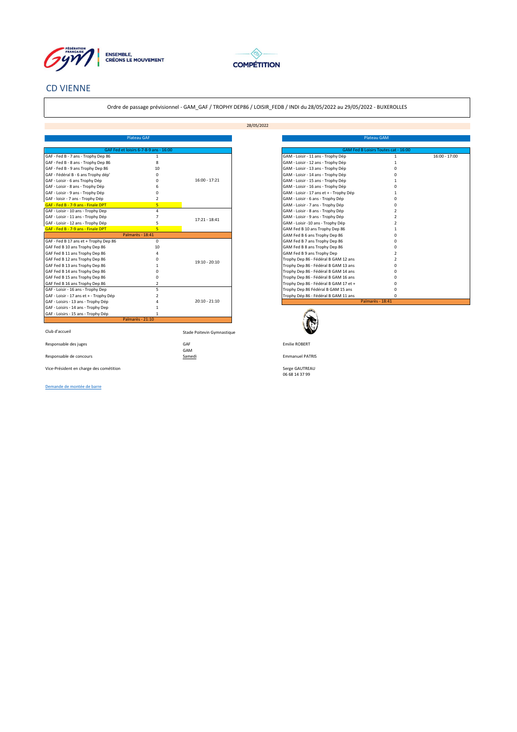# CD VIENNE

Ordre de passage prévisionnel - GAM_GAF / TROPHY DEP86 / LOISIR_FEDB / INDI du 28/05/2022 au 29/05/2022 - BUXEROLLES

28/05/2022

## Plateau GAF

| GAF Fed et loisirs 6-7-8-9 ans - 16:00 | | |
|---|---|---|
| GAF - Fed B - 7 ans - Trophy Dep 86 | 1 | 16:00 - 17:21 |
| GAF - Fed B - 8 ans - Trophy Dep 86 | 8 | |
| GAF - Fed B - 9 ans Trophy Dep 86 | 10 | |
| GAF - Fédéral B - 6 ans Trophy dép' | 0 | |
| GAF - Loisir - 6 ans Trophy Dép | 0 | |
| GAF - Loisir - 8 ans - Trophy Dép | 6 | |
| GAF - Loisir - 9 ans - Trophy Dép | 0 | |
| GAF - loisir - 7 ans - Trophy Dép | 2 | |
| GAF - Fed B - 7-9 ans - Finale DPT | 5 | |
| GAF - Loisir - 10 ans - Trophy Dep | 4 | 17:21 - 18:41 |
| GAF - Loisir - 11 ans - Trophy Dép | 7 | |
| GAF - Loisir - 12 ans - Trophy Dép | 5 | |
| GAF - Fed B - 7-9 ans - Finale DPT | 5 | |
| Palmarès - 18:41 | | |
| GAF - Fed B 17 ans et + Trophy Dep 86 | 0 | 19:10 - 20:10 |
| GAF Fed B 10 ans Trophy Dep 86 | 10 | |
| GAF Fed B 11 ans Trophy Dep 86 | 4 | |
| GAF Fed B 12 ans Trophy Dep 86 | 0 | |
| GAF Fed B 13 ans Trophy Dep 86 | 1 | |
| GAF Fed B 14 ans Trophy Dep 86 | 0 | |
| GAF Fed B 15 ans Trophy Dep 86 | 0 | |
| GAF Fed B 16 ans Trophy Dep 86 | 2 | |
| GAF - Loisir - 16 ans - Trophy Dep | 5 | 20:10 - 21:10 |
| GAF - Loisir - 17 ans et + - Trophy Dép | 2 | |
| GAF - Loisirs - 13 ans - Trophy Dép | 4 | |
| GAF - Loisirs - 14 ans - Trophy Dep | 1 | |
| GAF - Loisirs - 15 ans - Trophy Dép | 1 | |
| Palmarès - 21:10 | | |

## Plateau GAM

| GAM Fed B Loisirs Toutes cat - 16:00 | | |
|---|---|---|
| GAM - Loisir - 11 ans - Trophy Dép | 1 | 16:00 - 17:00 |
| GAM - Loisir - 12 ans - Trophy Dép | 1 | |
| GAM - Loisir - 13 ans - Trophy Dép | 0 | |
| GAM - Loisir - 14 ans - Trophy Dép | 0 | |
| GAM - Loisir - 15 ans - Trophy Dép | 1 | |
| GAM - Loisir - 16 ans - Trophy Dép | 0 | |
| GAM - Loisir - 17 ans et + - Trophy Dép | 1 | |
| GAM - Loisir - 6 ans - Trophy Dép | 0 | |
| GAM - Loisir - 7 ans - Trophy Dép | 0 | |
| GAM - Loisir - 8 ans - Trophy Dép | 2 | |
| GAM - Loisir - 9 ans - Trophy Dép | 2 | |
| GAM - Loisir -10 ans - Trophy Dép | 2 | |
| GAM Fed B 10 ans Trophy Dep 86 | 1 | |
| GAM Fed B 6 ans Trophy Dep 86 | 0 | |
| GAM Fed B 7 ans Trophy Dep 86 | 0 | |
| GAM Fed B 8 ans Trophy Dep 86 | 0 | |
| GAM Fed B 9 ans Trophy Dep | 2 | |
| Trophy Dep 86 - Fédéral B GAM 12 ans | 2 | |
| Trophy Dep 86 - Fédéral B GAM 13 ans | 0 | |
| Trophy Dep 86 - Fédéral B GAM 14 ans | 0 | |
| Trophy Dep 86 - Fédéral B GAM 16 ans | 0 | |
| Trophy Dep 86 - Fédéral B GAM 17 et + | 0 | |
| Trophy Dep 86 Fédéral B GAM 15 ans | 0 | |
| Trophy Dép 86 - Fédéral B GAM 11 ans | 0 | |
| Palmarès - 18:41 | | |

| | | |
|---|---|---|
| Club d'accueil | Stade Poitevin Gymnastique | |
| Responsable des juges | GAF | Emilie ROBERT |
| | GAM | |
| Responsable de concours | Samedi | Emmanuel PATRIS |
| Vice-Président en charge des cométition | | Serge GAUTREAU<br>06 68 14 37 99 |

Demande de montée de barre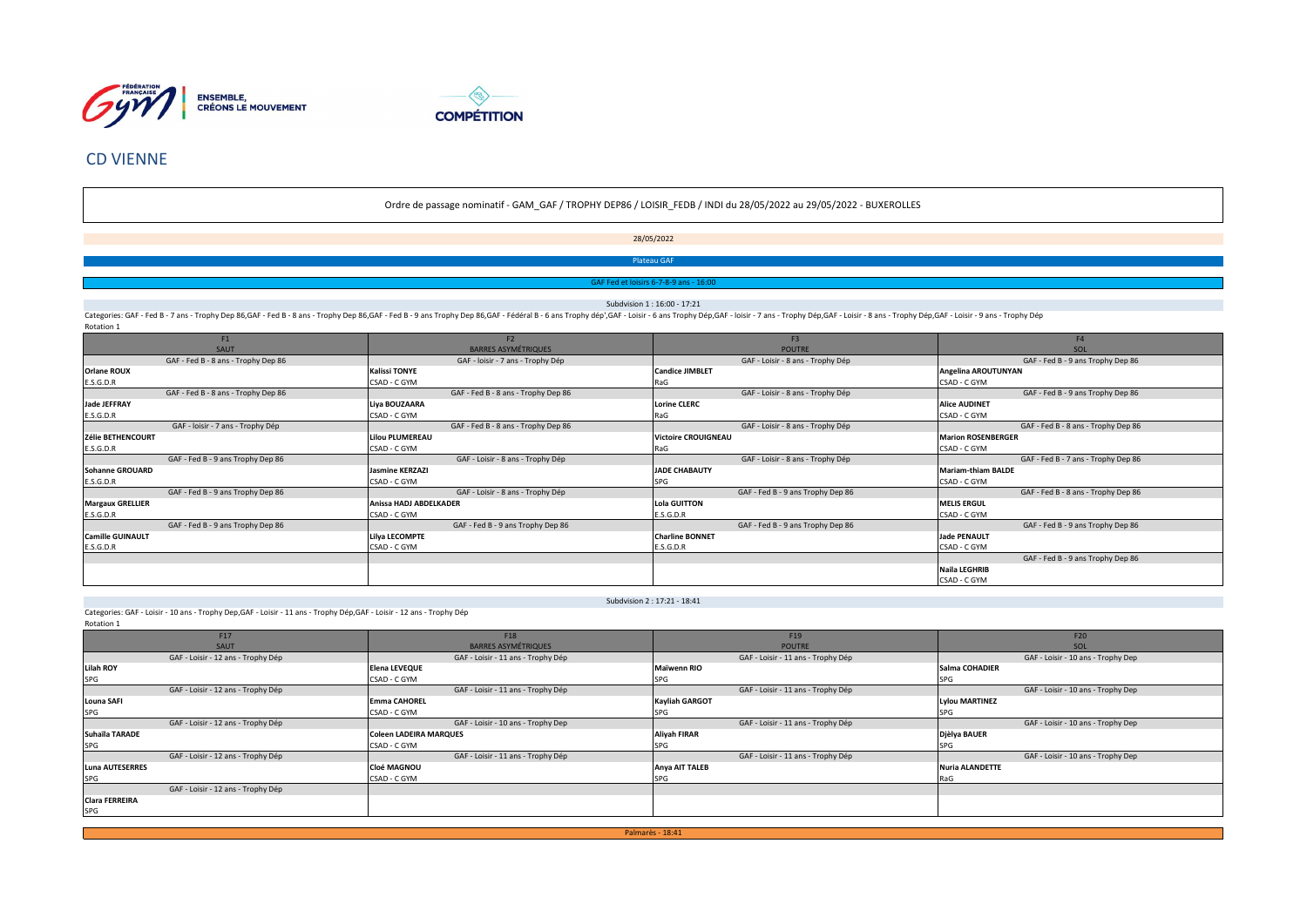# CD VIENNE

Ordre de passage nominatif - GAM_GAF / TROPHY DEP86 / LOISIR_FEDB / INDI du 28/05/2022 au 29/05/2022 - BUXEROLLES

28/05/2022

Plateau GAF

GAF Fed et loisirs 6-7-8-9 ans - 16:00

Subdivision 1 : 16:00 - 17:21

Categories: GAF - Fed B - 7 ans - Trophy Dep 86,GAF - Fed B - 8 ans - Trophy Dep 86,GAF - Fed B - 9 ans Trophy Dep 86,GAF - Fédéral B - 6 ans Trophy dép',GAF - Loisir - 6 ans Trophy Dép,GAF - loisir - 7 ans - Trophy Dép,GAF - Loisir - 8 ans - Trophy Dép,GAF - Loisir - 9 ans - Trophy Dép

Rotation 1

| F1 SAUT | F2 BARRES ASYMÉTRIQUES | F3 POUTRE | F4 SOL |
|---|---|---|---|
| GAF - Fed B - 8 ans - Trophy Dep 86 | GAF - loisir - 7 ans - Trophy Dép | GAF - Loisir - 8 ans - Trophy Dép | GAF - Fed B - 9 ans Trophy Dep 86 |
| **Orlane ROUX** | **Kalissi TONYE** | **Candice JIMBLET** | **Angelina AROUTUNYAN** |
| E.S.G.D.R | CSAD - C GYM | RaG | CSAD - C GYM |
| GAF - Fed B - 8 ans - Trophy Dep 86 | GAF - Fed B - 8 ans - Trophy Dep 86 | GAF - Loisir - 8 ans - Trophy Dép | GAF - Fed B - 9 ans Trophy Dep 86 |
| **Jade JEFFRAY** | **Liya BOUZAARA** | **Lorine CLERC** | **Alice AUDINET** |
| E.S.G.D.R | CSAD - C GYM | RaG | CSAD - C GYM |
| GAF - loisir - 7 ans - Trophy Dép | GAF - Fed B - 8 ans - Trophy Dep 86 | GAF - Loisir - 8 ans - Trophy Dép | GAF - Fed B - 8 ans - Trophy Dep 86 |
| **Zélie BETHENCOURT** | **Lilou PLUMEREAU** | **Victoire CROUIGNEAU** | **Marion ROSENBERGER** |
| E.S.G.D.R | CSAD - C GYM | RaG | CSAD - C GYM |
| GAF - Fed B - 9 ans Trophy Dep 86 | GAF - Loisir - 8 ans - Trophy Dép | GAF - Loisir - 8 ans - Trophy Dép | GAF - Fed B - 7 ans - Trophy Dep 86 |
| **Sohanne GROUARD** | **Jasmine KERZAZI** | **JADE CHABAUTY** | **Mariam-thiam BALDE** |
| E.S.G.D.R | CSAD - C GYM | SPG | CSAD - C GYM |
| GAF - Fed B - 9 ans Trophy Dep 86 | GAF - Loisir - 8 ans - Trophy Dép | GAF - Fed B - 9 ans Trophy Dep 86 | GAF - Fed B - 8 ans - Trophy Dep 86 |
| **Margaux GRELLIER** | **Anissa HADJ ABDELKADER** | **Lola GUITTON** | **MELIS ERGUL** |
| E.S.G.D.R | CSAD - C GYM | E.S.G.D.R | CSAD - C GYM |
| GAF - Fed B - 9 ans Trophy Dep 86 | GAF - Fed B - 9 ans Trophy Dep 86 | GAF - Fed B - 9 ans Trophy Dep 86 | GAF - Fed B - 9 ans Trophy Dep 86 |
| **Camille GUINAULT** | **Lilya LECOMPTE** | **Charline BONNET** | **Jade PENAULT** |
| E.S.G.D.R | CSAD - C GYM | E.S.G.D.R | CSAD - C GYM |
| | | | GAF - Fed B - 9 ans Trophy Dep 86 |
| | | | **Naila LEGHRIB** |
| | | | CSAD - C GYM |

Subdivision 2 : 17:21 - 18:41

Categories: GAF - Loisir - 10 ans - Trophy Dep,GAF - Loisir - 11 ans - Trophy Dép,GAF - Loisir - 12 ans - Trophy Dép

Rotation 1

| F17 SAUT | F18 BARRES ASYMÉTRIQUES | F19 POUTRE | F20 SOL |
|---|---|---|---|
| GAF - Loisir - 12 ans - Trophy Dép | GAF - Loisir - 11 ans - Trophy Dép | GAF - Loisir - 11 ans - Trophy Dép | GAF - Loisir - 10 ans - Trophy Dep |
| **Lilah ROY** | **Elena LEVEQUE** | **Maïwenn RIO** | **Salma COHADIER** |
| SPG | CSAD - C GYM | SPG | SPG |
| GAF - Loisir - 12 ans - Trophy Dép | GAF - Loisir - 11 ans - Trophy Dép | GAF - Loisir - 11 ans - Trophy Dép | GAF - Loisir - 10 ans - Trophy Dep |
| **Louna SAFI** | **Emma CAHOREL** | **Kayliah GARGOT** | **Lylou MARTINEZ** |
| SPG | CSAD - C GYM | SPG | SPG |
| GAF - Loisir - 12 ans - Trophy Dép | GAF - Loisir - 10 ans - Trophy Dep | GAF - Loisir - 11 ans - Trophy Dép | GAF - Loisir - 10 ans - Trophy Dep |
| **Suhaila TARADE** | **Coleen LADEIRA MARQUES** | **Aliyah FIRAR** | **Djëlya BAUER** |
| SPG | CSAD - C GYM | SPG | SPG |
| GAF - Loisir - 12 ans - Trophy Dép | GAF - Loisir - 11 ans - Trophy Dép | GAF - Loisir - 11 ans - Trophy Dép | GAF - Loisir - 10 ans - Trophy Dep |
| **Luna AUTESERRES** | **Cloé MAGNOU** | **Anya AIT TALEB** | **Nuria ALANDETTE** |
| SPG | CSAD - C GYM | SPG | RaG |
| GAF - Loisir - 12 ans - Trophy Dép | | | |
| **Clara FERREIRA** | | | |
| SPG | | | |

Palmarès - 18:41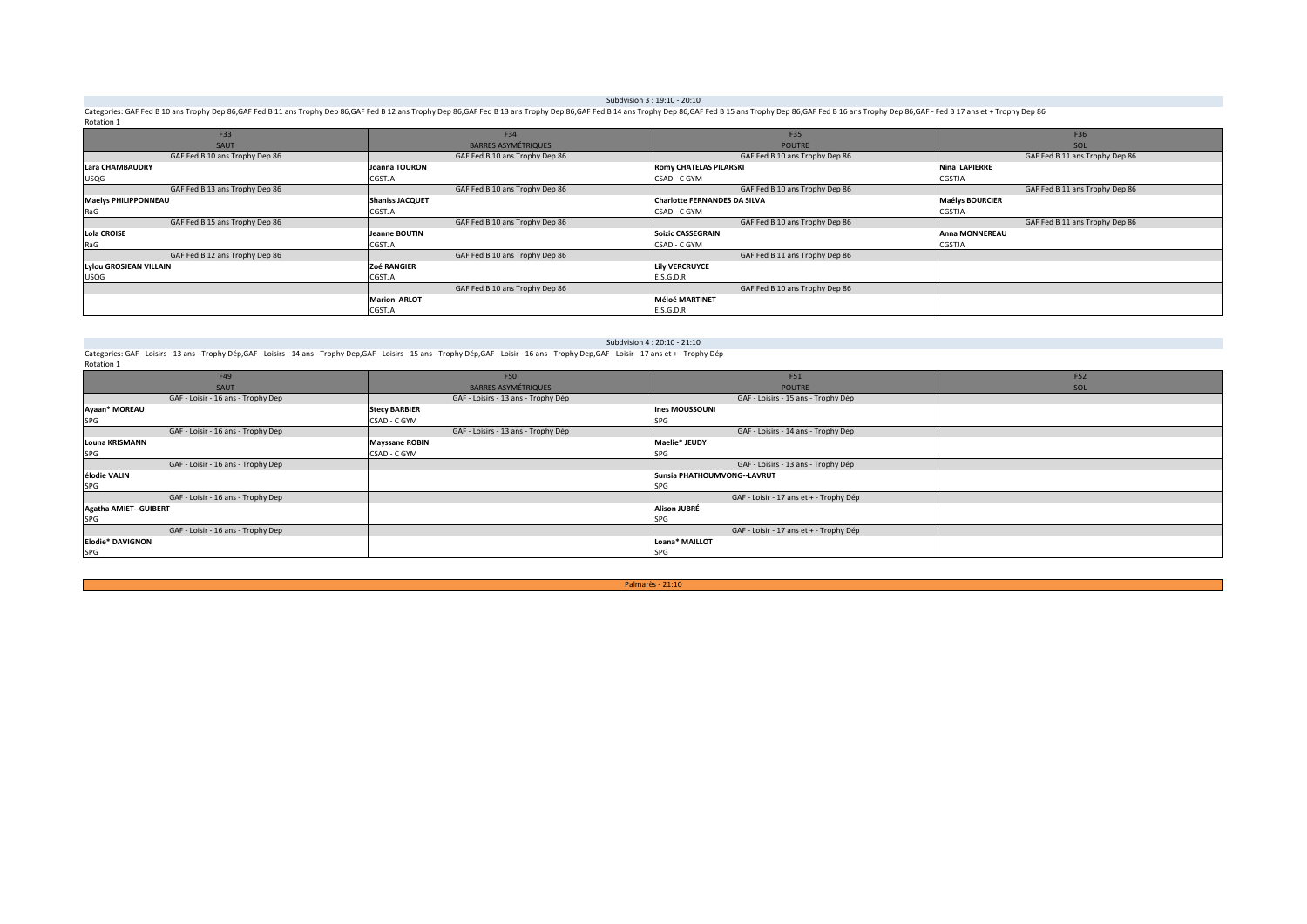Subdvision 3 : 19:10 - 20:10

Categories: GAF Fed B 10 ans Trophy Dep 86,GAF Fed B 11 ans Trophy Dep 86,GAF Fed B 12 ans Trophy Dep 86,GAF Fed B 13 ans Trophy Dep 86,GAF Fed B 14 ans Trophy Dep 86,GAF Fed B 15 ans Trophy Dep 86,GAF Fed B 16 ans Trophy Dep 86,GAF - Fed B 17 ans et + Trophy Dep 86

Rotation 1

| F33 | F34 | F35 | F36 |
|---|---|---|---|
| SAUT | BARRES ASYMÉTRIQUES | POUTRE | SOL |
| GAF Fed B 10 ans Trophy Dep 86 | GAF Fed B 10 ans Trophy Dep 86 | GAF Fed B 10 ans Trophy Dep 86 | GAF Fed B 11 ans Trophy Dep 86 |
| **Lara CHAMBAUDRY** | **Joanna TOURON** | **Romy CHATELAS PILARSKI** | **Nina LAPIERRE** |
| USQG | CGSTJA | CSAD - C GYM | CGSTJA |
| GAF Fed B 13 ans Trophy Dep 86 | GAF Fed B 10 ans Trophy Dep 86 | GAF Fed B 10 ans Trophy Dep 86 | GAF Fed B 11 ans Trophy Dep 86 |
| **Maelys PHILIPPONNEAU** | **Shaniss JACQUET** | **Charlotte FERNANDES DA SILVA** | **Maélys BOURCIER** |
| RaG | CGSTJA | CSAD - C GYM | CGSTJA |
| GAF Fed B 15 ans Trophy Dep 86 | GAF Fed B 10 ans Trophy Dep 86 | GAF Fed B 10 ans Trophy Dep 86 | GAF Fed B 11 ans Trophy Dep 86 |
| **Lola CROISE** | **Jeanne BOUTIN** | **Soizic CASSEGRAIN** | **Anna MONNEREAU** |
| RaG | CGSTJA | CSAD - C GYM | CGSTJA |
| GAF Fed B 12 ans Trophy Dep 86 | GAF Fed B 10 ans Trophy Dep 86 | GAF Fed B 11 ans Trophy Dep 86 | |
| **Lylou GROSJEAN VILLAIN** | **Zoé RANGIER** | **Lily VERCRUYCE** | |
| USQG | CGSTJA | E.S.G.D.R | |
| | GAF Fed B 10 ans Trophy Dep 86 | GAF Fed B 10 ans Trophy Dep 86 | |
| | **Marion ARLOT** | **Méloé MARTINET** | |
| | CGSTJA | E.S.G.D.R | |

Subdvision 4 : 20:10 - 21:10

Categories: GAF - Loisirs - 13 ans - Trophy Dép,GAF - Loisirs - 14 ans - Trophy Dep,GAF - Loisirs - 15 ans - Trophy Dép,GAF - Loisir - 16 ans - Trophy Dep,GAF - Loisir - 17 ans et + - Trophy Dép

Rotation 1

| F49 | F50 | F51 | F52 |
|---|---|---|---|
| SAUT | BARRES ASYMÉTRIQUES | POUTRE | SOL |
| GAF - Loisir - 16 ans - Trophy Dep | GAF - Loisirs - 13 ans - Trophy Dép | GAF - Loisirs - 15 ans - Trophy Dép | |
| **Ayaan* MOREAU** | **Stecy BARBIER** | **Ines MOUSSOUNI** | |
| SPG | CSAD - C GYM | SPG | |
| GAF - Loisir - 16 ans - Trophy Dep | GAF - Loisirs - 13 ans - Trophy Dép | GAF - Loisirs - 14 ans - Trophy Dep | |
| **Louna KRISMANN** | **Mayssane ROBIN** | **Maelie* JEUDY** | |
| SPG | CSAD - C GYM | SPG | |
| GAF - Loisir - 16 ans - Trophy Dep | | GAF - Loisirs - 13 ans - Trophy Dép | |
| **élodie VALIN** | | **Sunsia PHATHOUMVONG--LAVRUT** | |
| SPG | | SPG | |
| GAF - Loisir - 16 ans - Trophy Dep | | GAF - Loisir - 17 ans et + - Trophy Dép | |
| **Agatha AMIET--GUIBERT** | | **Alison JUBRÉ** | |
| SPG | | SPG | |
| GAF - Loisir - 16 ans - Trophy Dep | | GAF - Loisir - 17 ans et + - Trophy Dép | |
| **Elodie* DAVIGNON** | | **Loana* MAILLOT** | |
| SPG | | SPG | |

Palmarès - 21:10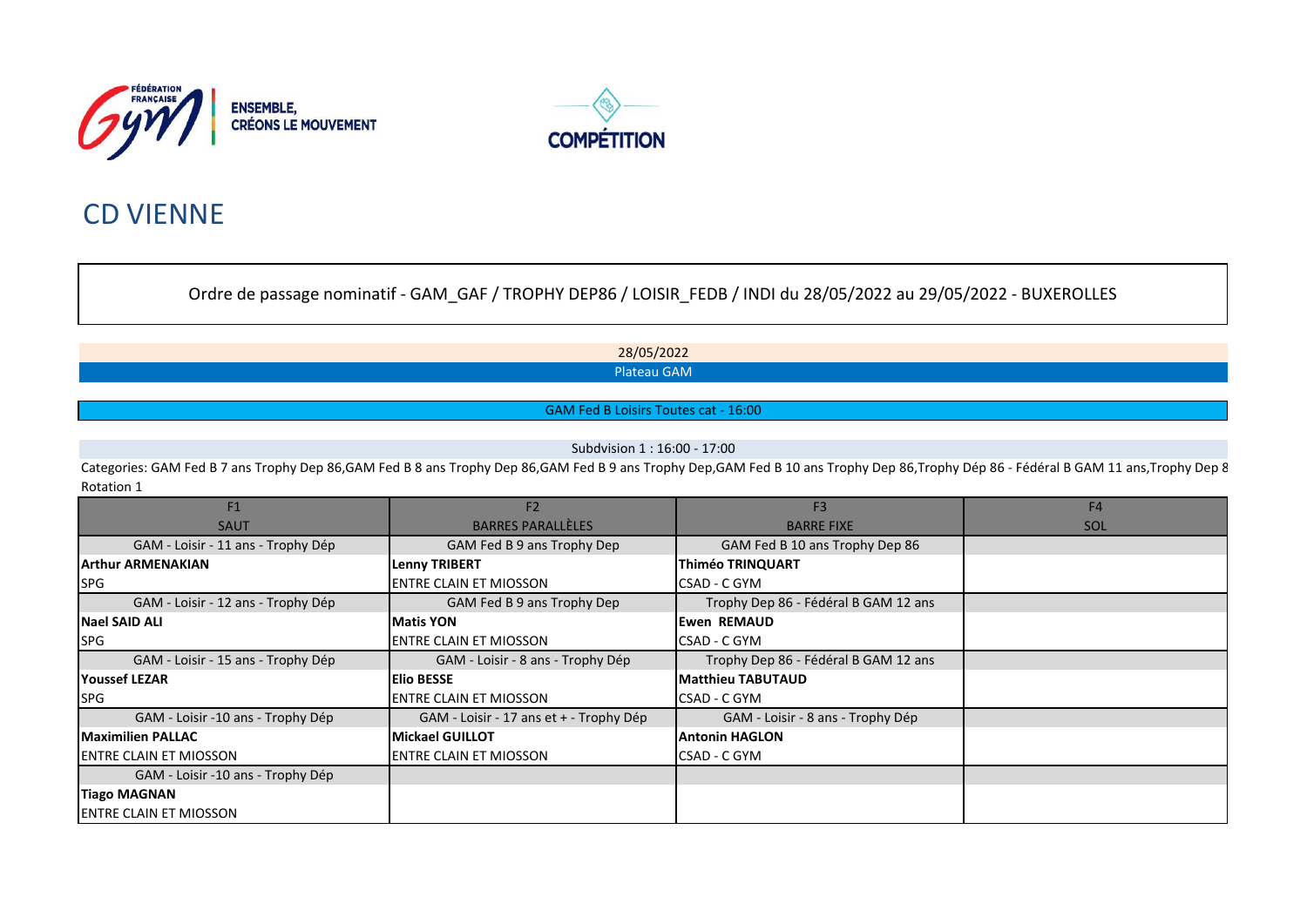FÉDÉRATION FRANÇAISE Gym — ENSEMBLE, CRÉONS LE MOUVEMENT

COMPÉTITION

# CD VIENNE

Ordre de passage nominatif - GAM_GAF / TROPHY DEP86 / LOISIR_FEDB / INDI du 28/05/2022 au 29/05/2022 - BUXEROLLES

28/05/2022

Plateau GAM

GAM Fed B Loisirs Toutes cat - 16:00

Subdvision 1 : 16:00 - 17:00

Categories: GAM Fed B 7 ans Trophy Dep 86,GAM Fed B 8 ans Trophy Dep 86,GAM Fed B 9 ans Trophy Dep,GAM Fed B 10 ans Trophy Dep 86,Trophy Dép 86 - Fédéral B GAM 11 ans,Trophy Dep 8

Rotation 1

| F1<br>SAUT | F2<br>BARRES PARALLÈLES | F3<br>BARRE FIXE | F4<br>SOL |
|---|---|---|---|
| GAM - Loisir - 11 ans - Trophy Dép | GAM Fed B 9 ans Trophy Dep | GAM Fed B 10 ans Trophy Dep 86 | |
| **Arthur ARMENAKIAN** | **Lenny TRIBERT** | **Thiméo TRINQUART** | |
| SPG | ENTRE CLAIN ET MIOSSON | CSAD - C GYM | |
| GAM - Loisir - 12 ans - Trophy Dép | GAM Fed B 9 ans Trophy Dep | Trophy Dep 86 - Fédéral B GAM 12 ans | |
| **Nael SAID ALI** | **Matis YON** | **Ewen REMAUD** | |
| SPG | ENTRE CLAIN ET MIOSSON | CSAD - C GYM | |
| GAM - Loisir - 15 ans - Trophy Dép | GAM - Loisir - 8 ans - Trophy Dép | Trophy Dep 86 - Fédéral B GAM 12 ans | |
| **Youssef LEZAR** | **Elio BESSE** | **Matthieu TABUTAUD** | |
| SPG | ENTRE CLAIN ET MIOSSON | CSAD - C GYM | |
| GAM - Loisir -10 ans - Trophy Dép | GAM - Loisir - 17 ans et + - Trophy Dép | GAM - Loisir - 8 ans - Trophy Dép | |
| **Maximilien PALLAC** | **Mickael GUILLOT** | **Antonin HAGLON** | |
| ENTRE CLAIN ET MIOSSON | ENTRE CLAIN ET MIOSSON | CSAD - C GYM | |
| GAM - Loisir -10 ans - Trophy Dép | | | |
| **Tiago MAGNAN** | | | |
| ENTRE CLAIN ET MIOSSON | | | |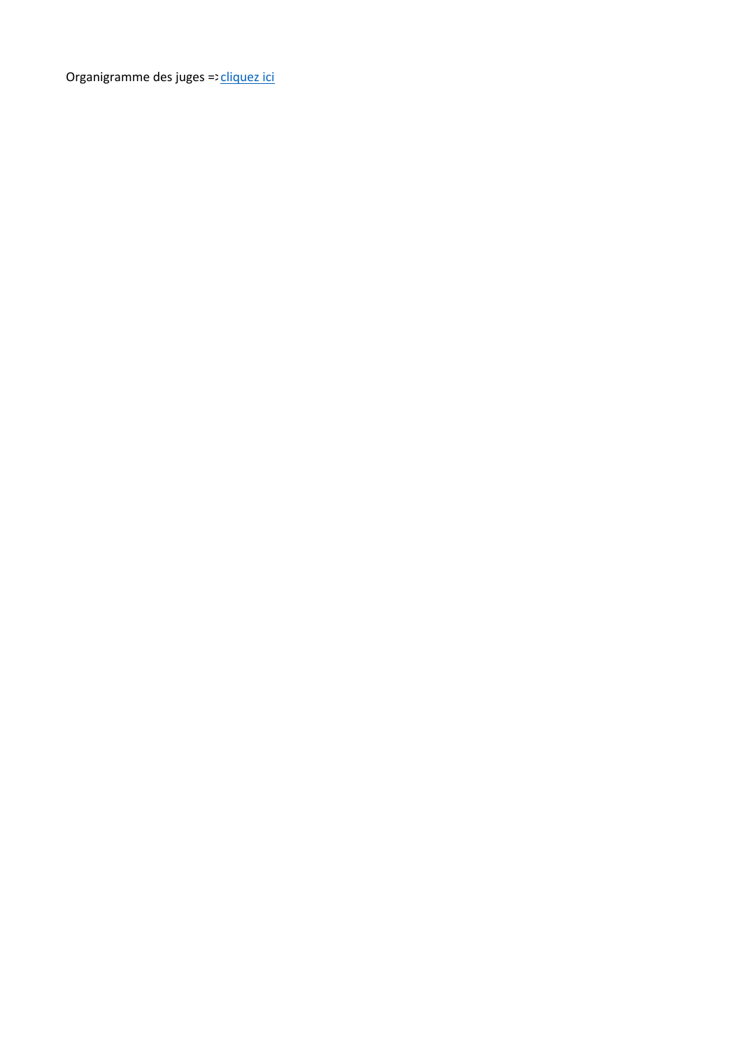Organigramme des juges => cliquez ici